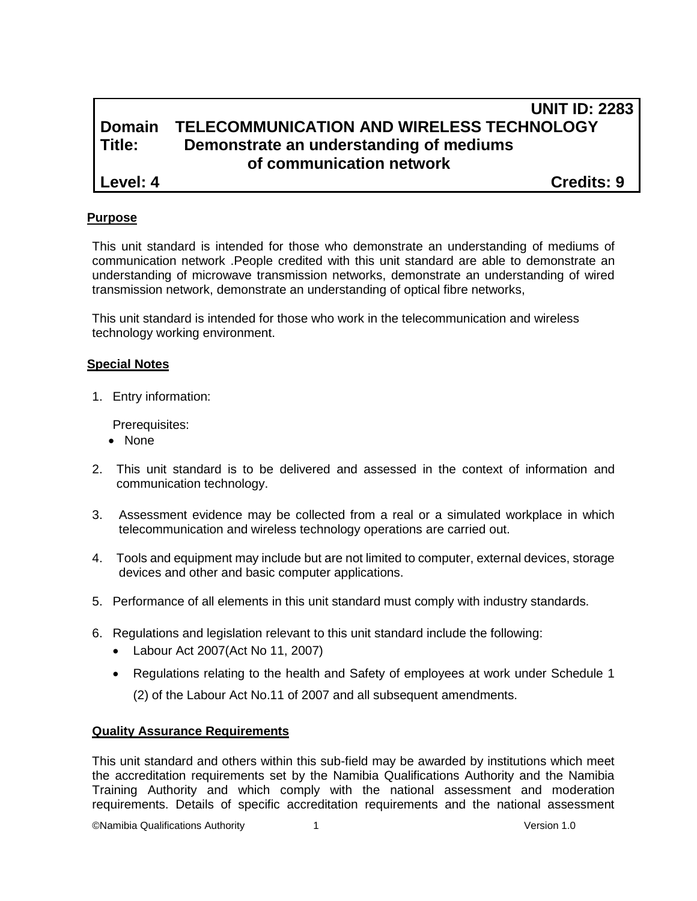**UNIT ID: 2283**

**Domain TELECOMMUNICATION AND WIRELESS TECHNOLOGY**

**Title: Demonstrate an understanding of mediums of communication network**

**Level: 4** **Credits: 9**

## Purpose

This unit standard is intended for those who demonstrate an understanding of mediums of communication network .People credited with this unit standard are able to demonstrate an understanding of microwave transmission networks, demonstrate an understanding of wired transmission network, demonstrate an understanding of optical fibre networks,

This unit standard is intended for those who work in the telecommunication and wireless technology working environment.

## Special Notes

1. Entry information:

   Prerequisites:
   - None

2. This unit standard is to be delivered and assessed in the context of information and communication technology.

3. Assessment evidence may be collected from a real or a simulated workplace in which telecommunication and wireless technology operations are carried out.

4. Tools and equipment may include but are not limited to computer, external devices, storage devices and other and basic computer applications.

5. Performance of all elements in this unit standard must comply with industry standards.

6. Regulations and legislation relevant to this unit standard include the following:
   - Labour Act 2007(Act No 11, 2007)
   - Regulations relating to the health and Safety of employees at work under Schedule 1 (2) of the Labour Act No.11 of 2007 and all subsequent amendments.

## Quality Assurance Requirements

This unit standard and others within this sub-field may be awarded by institutions which meet the accreditation requirements set by the Namibia Qualifications Authority and the Namibia Training Authority and which comply with the national assessment and moderation requirements. Details of specific accreditation requirements and the national assessment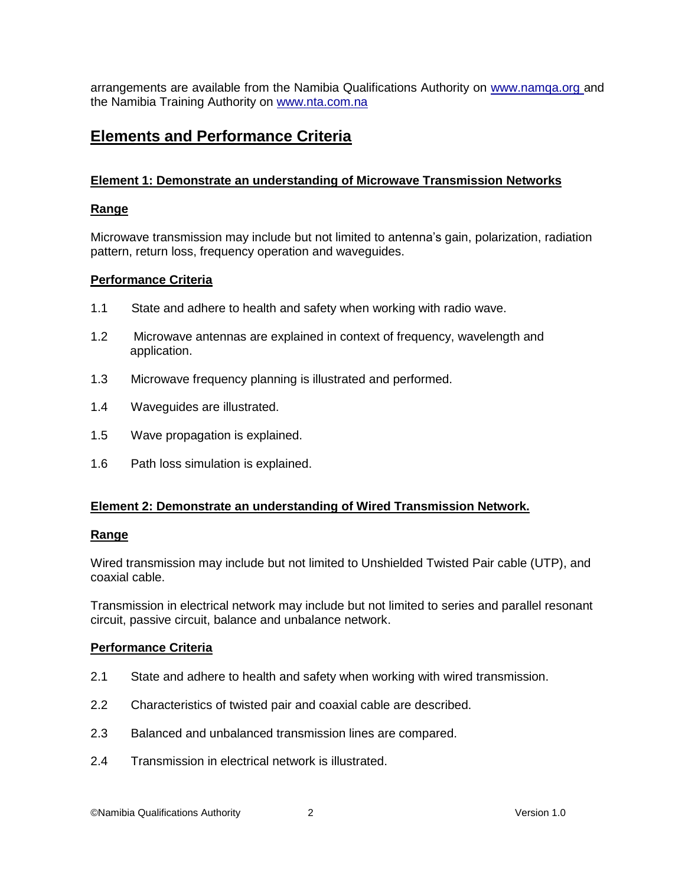arrangements are available from the Namibia Qualifications Authority on [www.namqa.org](http://www.namqa.org) and the Namibia Training Authority on [www.nta.com.na](http://www.nta.com.na)

## Elements and Performance Criteria

### Element 1: Demonstrate an understanding of Microwave Transmission Networks

**Range**

Microwave transmission may include but not limited to antenna's gain, polarization, radiation pattern, return loss, frequency operation and waveguides.

**Performance Criteria**

1.1 State and adhere to health and safety when working with radio wave.

1.2 Microwave antennas are explained in context of frequency, wavelength and application.

1.3 Microwave frequency planning is illustrated and performed.

1.4 Waveguides are illustrated.

1.5 Wave propagation is explained.

1.6 Path loss simulation is explained.

### Element 2: Demonstrate an understanding of Wired Transmission Network.

**Range**

Wired transmission may include but not limited to Unshielded Twisted Pair cable (UTP), and coaxial cable.

Transmission in electrical network may include but not limited to series and parallel resonant circuit, passive circuit, balance and unbalance network.

**Performance Criteria**

2.1 State and adhere to health and safety when working with wired transmission.

2.2 Characteristics of twisted pair and coaxial cable are described.

2.3 Balanced and unbalanced transmission lines are compared.

2.4 Transmission in electrical network is illustrated.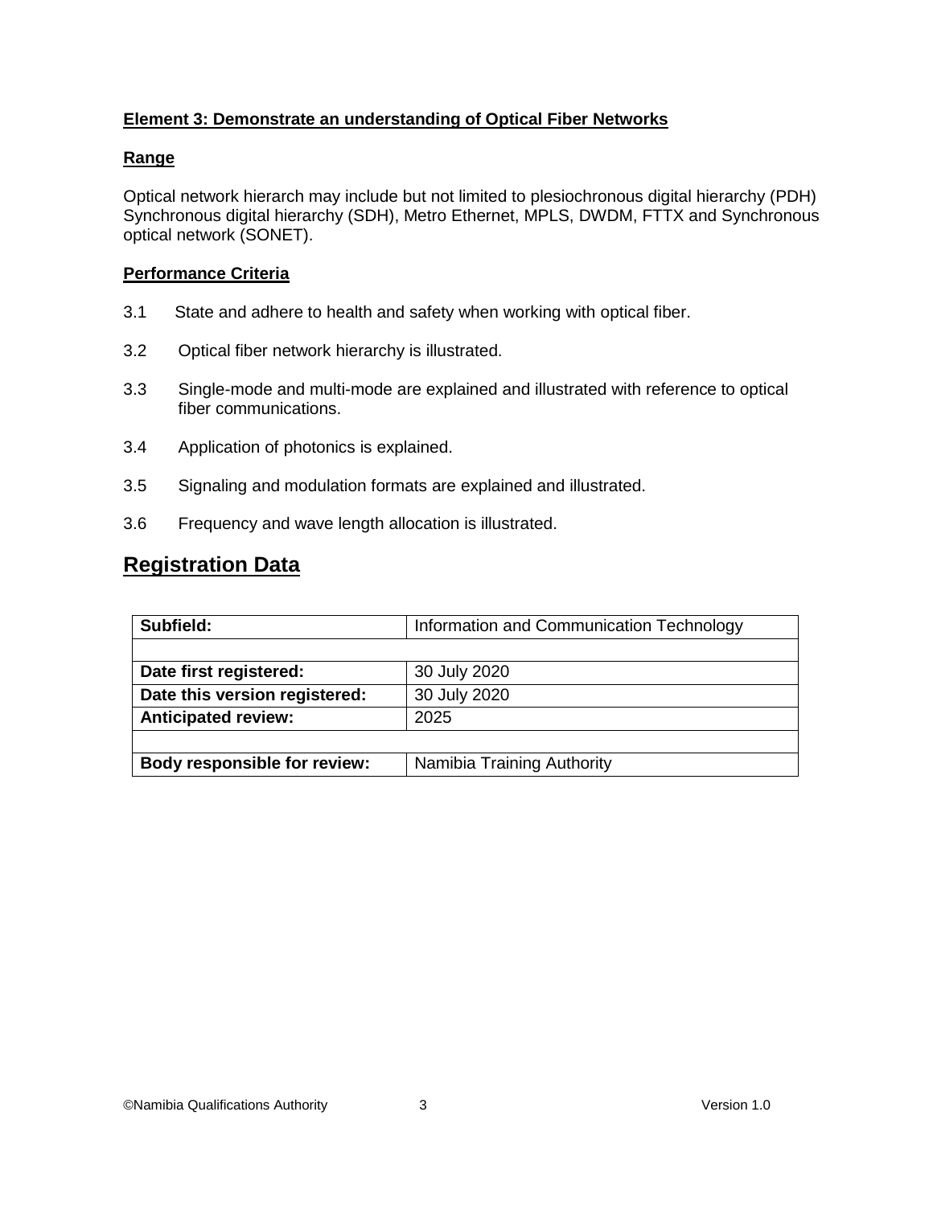**Element 3: Demonstrate an understanding of Optical Fiber Networks**

**Range**

Optical network hierarch may include but not limited to plesiochronous digital hierarchy (PDH) Synchronous digital hierarchy (SDH), Metro Ethernet, MPLS, DWDM, FTTX and Synchronous optical network (SONET).

**Performance Criteria**

3.1 State and adhere to health and safety when working with optical fiber.

3.2 Optical fiber network hierarchy is illustrated.

3.3 Single-mode and multi-mode are explained and illustrated with reference to optical fiber communications.

3.4 Application of photonics is explained.

3.5 Signaling and modulation formats are explained and illustrated.

3.6 Frequency and wave length allocation is illustrated.

# Registration Data

| | |
|---|---|
| **Subfield:** | Information and Communication Technology |
| | |
| **Date first registered:** | 30 July 2020 |
| **Date this version registered:** | 30 July 2020 |
| **Anticipated review:** | 2025 |
| | |
| **Body responsible for review:** | Namibia Training Authority |